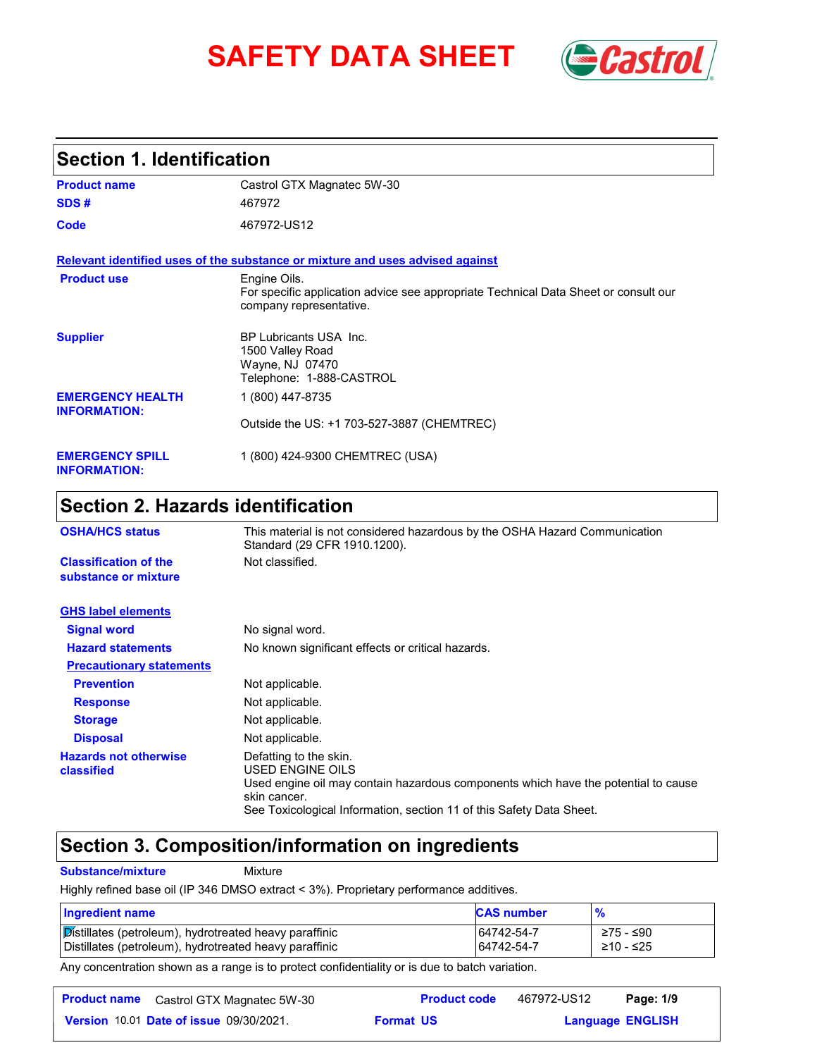# SAFETY DATA SHEET

## Section 1. Identification

| | |
|---|---|
| **Product name** | Castrol GTX Magnatec 5W-30 |
| **SDS #** | 467972 |
| **Code** | 467972-US12 |

**Relevant identified uses of the substance or mixture and uses advised against**

| | |
|---|---|
| **Product use** | Engine Oils.<br>For specific application advice see appropriate Technical Data Sheet or consult our company representative. |
| **Supplier** | BP Lubricants USA Inc.<br>1500 Valley Road<br>Wayne, NJ 07470<br>Telephone: 1-888-CASTROL |
| **EMERGENCY HEALTH INFORMATION:** | 1 (800) 447-8735<br>Outside the US: +1 703-527-3887 (CHEMTREC) |
| **EMERGENCY SPILL INFORMATION:** | 1 (800) 424-9300 CHEMTREC (USA) |

## Section 2. Hazards identification

| | |
|---|---|
| **OSHA/HCS status** | This material is not considered hazardous by the OSHA Hazard Communication Standard (29 CFR 1910.1200). |
| **Classification of the substance or mixture** | Not classified. |

**GHS label elements**

| | |
|---|---|
| **Signal word** | No signal word. |
| **Hazard statements** | No known significant effects or critical hazards. |

**Precautionary statements**

| | |
|---|---|
| **Prevention** | Not applicable. |
| **Response** | Not applicable. |
| **Storage** | Not applicable. |
| **Disposal** | Not applicable. |
| **Hazards not otherwise classified** | Defatting to the skin.<br>USED ENGINE OILS<br>Used engine oil may contain hazardous components which have the potential to cause skin cancer.<br>See Toxicological Information, section 11 of this Safety Data Sheet. |

## Section 3. Composition/information on ingredients

**Substance/mixture** Mixture

Highly refined base oil (IP 346 DMSO extract < 3%). Proprietary performance additives.

| Ingredient name | CAS number | % |
|---|---|---|
| Distillates (petroleum), hydrotreated heavy paraffinic | 64742-54-7 | ≥75 - ≤90 |
| Distillates (petroleum), hydrotreated heavy paraffinic | 64742-54-7 | ≥10 - ≤25 |

Any concentration shown as a range is to protect confidentiality or is due to batch variation.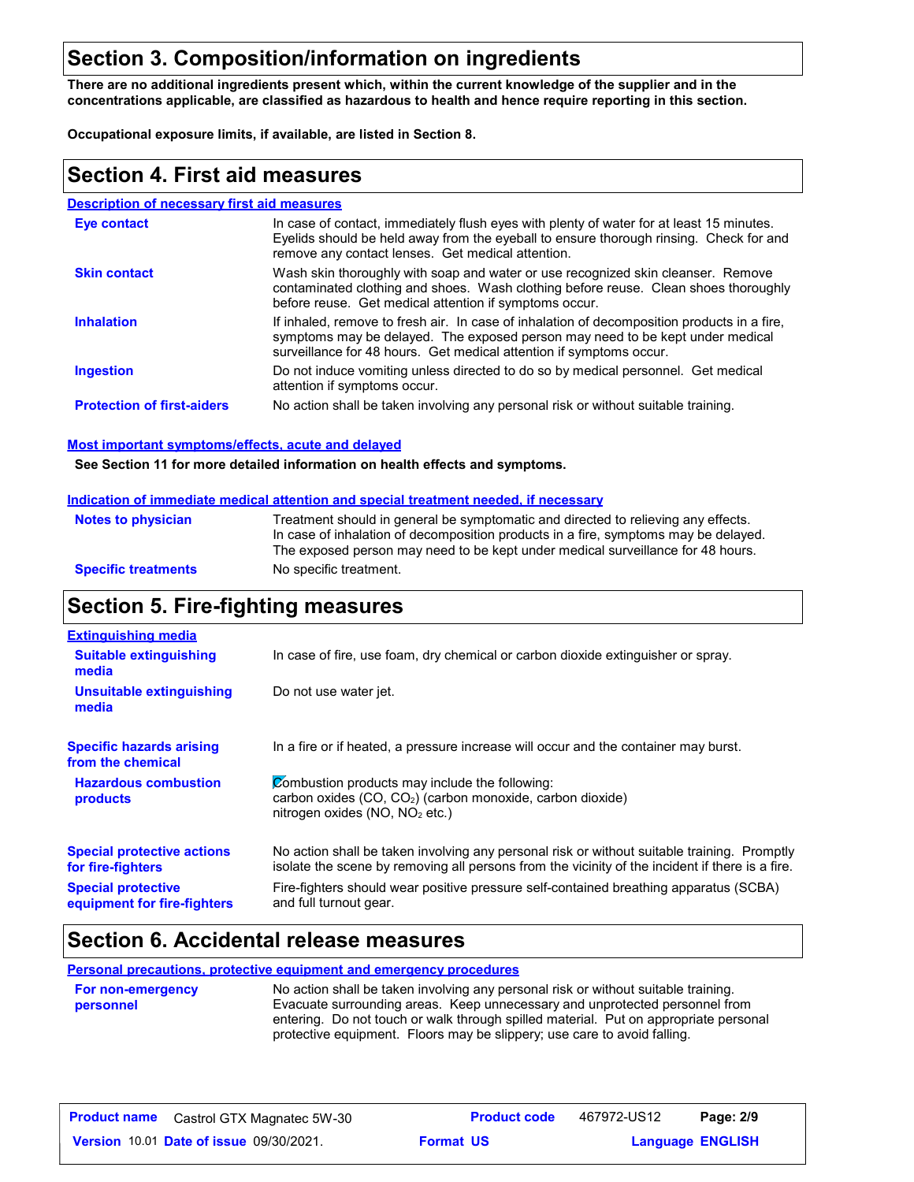## Section 3. Composition/information on ingredients

**There are no additional ingredients present which, within the current knowledge of the supplier and in the concentrations applicable, are classified as hazardous to health and hence require reporting in this section.**

**Occupational exposure limits, if available, are listed in Section 8.**

## Section 4. First aid measures

### Description of necessary first aid measures

**Eye contact**: In case of contact, immediately flush eyes with plenty of water for at least 15 minutes. Eyelids should be held away from the eyeball to ensure thorough rinsing. Check for and remove any contact lenses. Get medical attention.

**Skin contact**: Wash skin thoroughly with soap and water or use recognized skin cleanser. Remove contaminated clothing and shoes. Wash clothing before reuse. Clean shoes thoroughly before reuse. Get medical attention if symptoms occur.

**Inhalation**: If inhaled, remove to fresh air. In case of inhalation of decomposition products in a fire, symptoms may be delayed. The exposed person may need to be kept under medical surveillance for 48 hours. Get medical attention if symptoms occur.

**Ingestion**: Do not induce vomiting unless directed to do so by medical personnel. Get medical attention if symptoms occur.

**Protection of first-aiders**: No action shall be taken involving any personal risk or without suitable training.

### Most important symptoms/effects, acute and delayed

**See Section 11 for more detailed information on health effects and symptoms.**

### Indication of immediate medical attention and special treatment needed, if necessary

**Notes to physician**: Treatment should in general be symptomatic and directed to relieving any effects. In case of inhalation of decomposition products in a fire, symptoms may be delayed. The exposed person may need to be kept under medical surveillance for 48 hours.

**Specific treatments**: No specific treatment.

## Section 5. Fire-fighting measures

### Extinguishing media

**Suitable extinguishing media**: In case of fire, use foam, dry chemical or carbon dioxide extinguisher or spray.

**Unsuitable extinguishing media**: Do not use water jet.

**Specific hazards arising from the chemical**: In a fire or if heated, a pressure increase will occur and the container may burst.

**Hazardous combustion products**: Combustion products may include the following:
carbon oxides (CO, $CO_2$) (carbon monoxide, carbon dioxide)
nitrogen oxides (NO, $NO_2$ etc.)

**Special protective actions for fire-fighters**: No action shall be taken involving any personal risk or without suitable training. Promptly isolate the scene by removing all persons from the vicinity of the incident if there is a fire.

**Special protective equipment for fire-fighters**: Fire-fighters should wear positive pressure self-contained breathing apparatus (SCBA) and full turnout gear.

## Section 6. Accidental release measures

### Personal precautions, protective equipment and emergency procedures

**For non-emergency personnel**: No action shall be taken involving any personal risk or without suitable training. Evacuate surrounding areas. Keep unnecessary and unprotected personnel from entering. Do not touch or walk through spilled material. Put on appropriate personal protective equipment. Floors may be slippery; use care to avoid falling.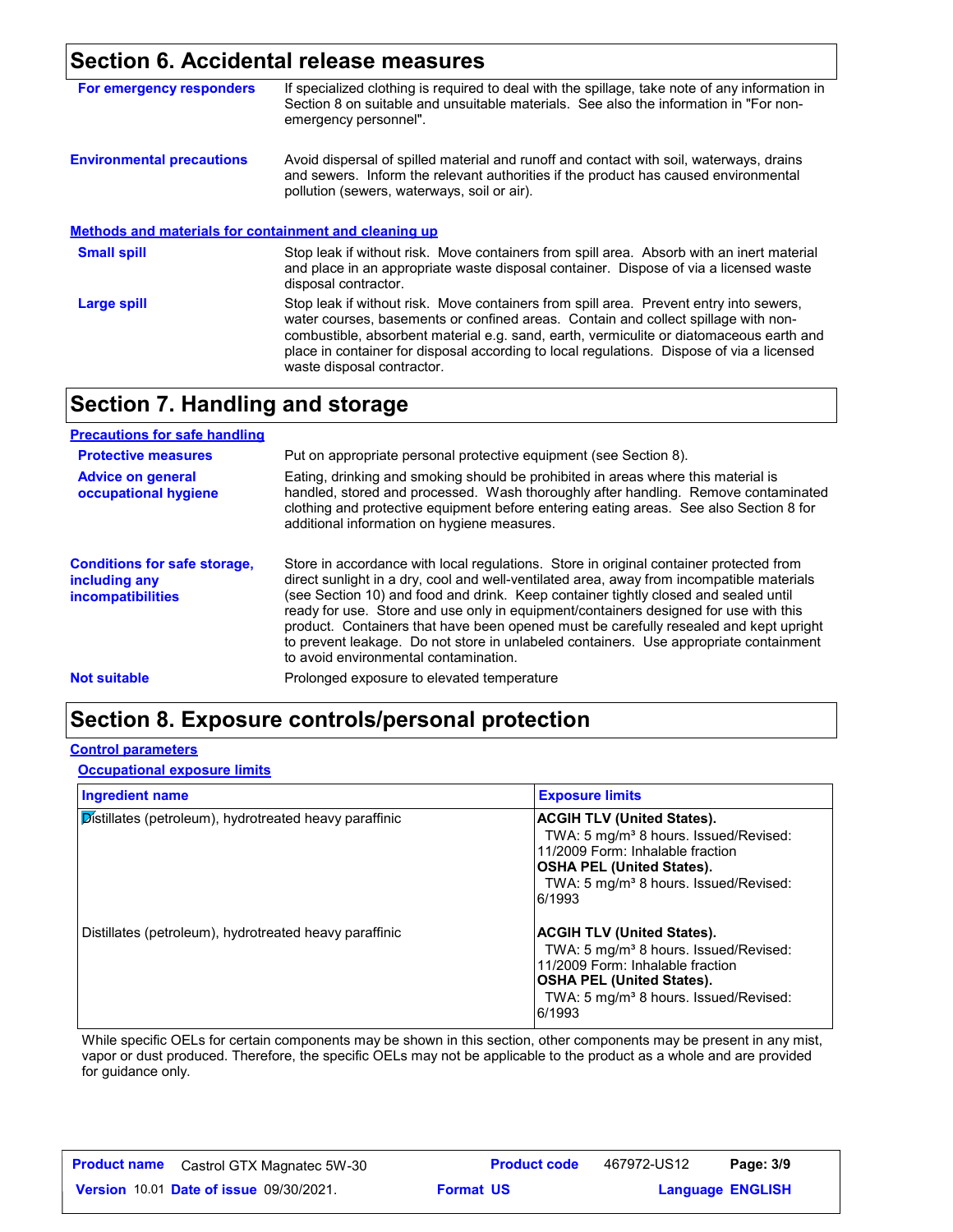## Section 6. Accidental release measures

**For emergency responders**

If specialized clothing is required to deal with the spillage, take note of any information in Section 8 on suitable and unsuitable materials. See also the information in "For non-emergency personnel".

**Environmental precautions**

Avoid dispersal of spilled material and runoff and contact with soil, waterways, drains and sewers. Inform the relevant authorities if the product has caused environmental pollution (sewers, waterways, soil or air).

### Methods and materials for containment and cleaning up

**Small spill**

Stop leak if without risk. Move containers from spill area. Absorb with an inert material and place in an appropriate waste disposal container. Dispose of via a licensed waste disposal contractor.

**Large spill**

Stop leak if without risk. Move containers from spill area. Prevent entry into sewers, water courses, basements or confined areas. Contain and collect spillage with non-combustible, absorbent material e.g. sand, earth, vermiculite or diatomaceous earth and place in container for disposal according to local regulations. Dispose of via a licensed waste disposal contractor.

## Section 7. Handling and storage

### Precautions for safe handling

**Protective measures**

Put on appropriate personal protective equipment (see Section 8).

**Advice on general occupational hygiene**

Eating, drinking and smoking should be prohibited in areas where this material is handled, stored and processed. Wash thoroughly after handling. Remove contaminated clothing and protective equipment before entering eating areas. See also Section 8 for additional information on hygiene measures.

**Conditions for safe storage, including any incompatibilities**

Store in accordance with local regulations. Store in original container protected from direct sunlight in a dry, cool and well-ventilated area, away from incompatible materials (see Section 10) and food and drink. Keep container tightly closed and sealed until ready for use. Store and use only in equipment/containers designed for use with this product. Containers that have been opened must be carefully resealed and kept upright to prevent leakage. Do not store in unlabeled containers. Use appropriate containment to avoid environmental contamination.

**Not suitable**

Prolonged exposure to elevated temperature

## Section 8. Exposure controls/personal protection

### Control parameters

#### Occupational exposure limits

| Ingredient name | Exposure limits |
|---|---|
| Distillates (petroleum), hydrotreated heavy paraffinic | **ACGIH TLV (United States).** TWA: 5 mg/m³ 8 hours. Issued/Revised: 11/2009 Form: Inhalable fraction **OSHA PEL (United States).** TWA: 5 mg/m³ 8 hours. Issued/Revised: 6/1993 |
| Distillates (petroleum), hydrotreated heavy paraffinic | **ACGIH TLV (United States).** TWA: 5 mg/m³ 8 hours. Issued/Revised: 11/2009 Form: Inhalable fraction **OSHA PEL (United States).** TWA: 5 mg/m³ 8 hours. Issued/Revised: 6/1993 |

While specific OELs for certain components may be shown in this section, other components may be present in any mist, vapor or dust produced. Therefore, the specific OELs may not be applicable to the product as a whole and are provided for guidance only.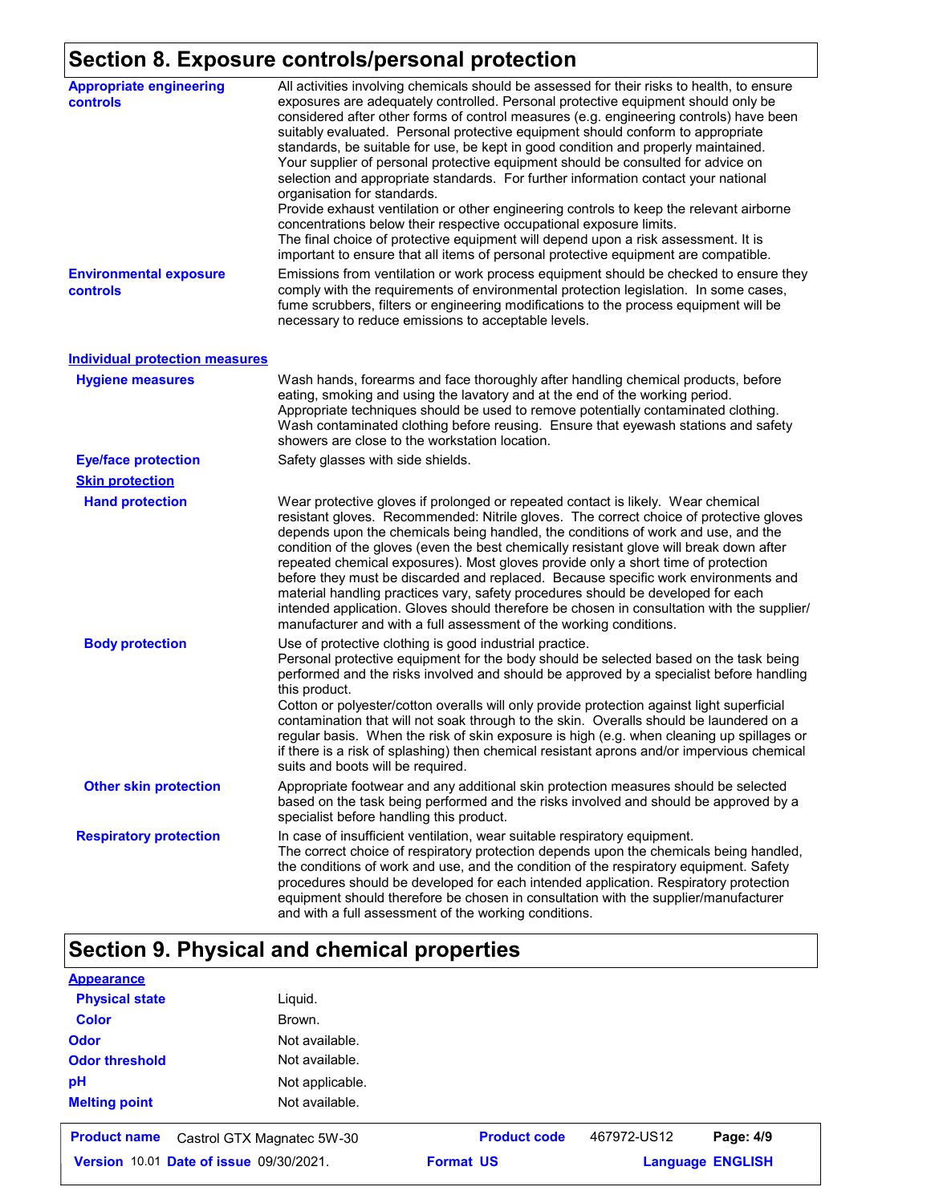## Section 8. Exposure controls/personal protection

**Appropriate engineering controls**

All activities involving chemicals should be assessed for their risks to health, to ensure exposures are adequately controlled. Personal protective equipment should only be considered after other forms of control measures (e.g. engineering controls) have been suitably evaluated. Personal protective equipment should conform to appropriate standards, be suitable for use, be kept in good condition and properly maintained. Your supplier of personal protective equipment should be consulted for advice on selection and appropriate standards. For further information contact your national organisation for standards.
Provide exhaust ventilation or other engineering controls to keep the relevant airborne concentrations below their respective occupational exposure limits.
The final choice of protective equipment will depend upon a risk assessment. It is important to ensure that all items of personal protective equipment are compatible.

**Environmental exposure controls**

Emissions from ventilation or work process equipment should be checked to ensure they comply with the requirements of environmental protection legislation. In some cases, fume scrubbers, filters or engineering modifications to the process equipment will be necessary to reduce emissions to acceptable levels.

### Individual protection measures

**Hygiene measures**

Wash hands, forearms and face thoroughly after handling chemical products, before eating, smoking and using the lavatory and at the end of the working period. Appropriate techniques should be used to remove potentially contaminated clothing. Wash contaminated clothing before reusing. Ensure that eyewash stations and safety showers are close to the workstation location.

**Eye/face protection**

Safety glasses with side shields.

**Skin protection**

**Hand protection**

Wear protective gloves if prolonged or repeated contact is likely. Wear chemical resistant gloves. Recommended: Nitrile gloves. The correct choice of protective gloves depends upon the chemicals being handled, the conditions of work and use, and the condition of the gloves (even the best chemically resistant glove will break down after repeated chemical exposures). Most gloves provide only a short time of protection before they must be discarded and replaced. Because specific work environments and material handling practices vary, safety procedures should be developed for each intended application. Gloves should therefore be chosen in consultation with the supplier/ manufacturer and with a full assessment of the working conditions.

**Body protection**

Use of protective clothing is good industrial practice.
Personal protective equipment for the body should be selected based on the task being performed and the risks involved and should be approved by a specialist before handling this product.
Cotton or polyester/cotton overalls will only provide protection against light superficial contamination that will not soak through to the skin. Overalls should be laundered on a regular basis. When the risk of skin exposure is high (e.g. when cleaning up spillages or if there is a risk of splashing) then chemical resistant aprons and/or impervious chemical suits and boots will be required.

**Other skin protection**

Appropriate footwear and any additional skin protection measures should be selected based on the task being performed and the risks involved and should be approved by a specialist before handling this product.

**Respiratory protection**

In case of insufficient ventilation, wear suitable respiratory equipment.
The correct choice of respiratory protection depends upon the chemicals being handled, the conditions of work and use, and the condition of the respiratory equipment. Safety procedures should be developed for each intended application. Respiratory protection equipment should therefore be chosen in consultation with the supplier/manufacturer and with a full assessment of the working conditions.

## Section 9. Physical and chemical properties

**Appearance**

| | |
|---|---|
| **Physical state** | Liquid. |
| **Color** | Brown. |
| **Odor** | Not available. |
| **Odor threshold** | Not available. |
| **pH** | Not applicable. |
| **Melting point** | Not available. |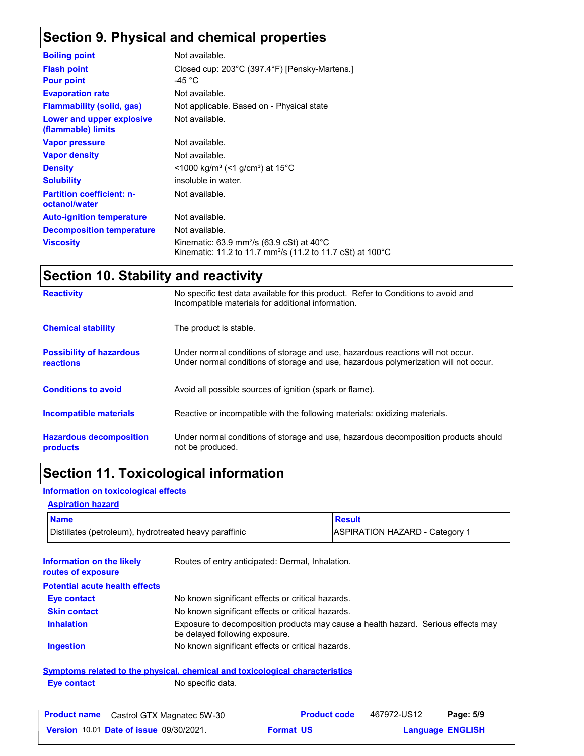## Section 9. Physical and chemical properties

| | |
|---|---|
| **Boiling point** | Not available. |
| **Flash point** | Closed cup: 203°C (397.4°F) [Pensky-Martens.] |
| **Pour point** | -45 °C |
| **Evaporation rate** | Not available. |
| **Flammability (solid, gas)** | Not applicable. Based on - Physical state |
| **Lower and upper explosive (flammable) limits** | Not available. |
| **Vapor pressure** | Not available. |
| **Vapor density** | Not available. |
| **Density** | <1000 kg/m³ (<1 g/cm³) at 15°C |
| **Solubility** | insoluble in water. |
| **Partition coefficient: n-octanol/water** | Not available. |
| **Auto-ignition temperature** | Not available. |
| **Decomposition temperature** | Not available. |
| **Viscosity** | Kinematic: 63.9 mm²/s (63.9 cSt) at 40°C<br>Kinematic: 11.2 to 11.7 mm²/s (11.2 to 11.7 cSt) at 100°C |

## Section 10. Stability and reactivity

| | |
|---|---|
| **Reactivity** | No specific test data available for this product. Refer to Conditions to avoid and Incompatible materials for additional information. |
| **Chemical stability** | The product is stable. |
| **Possibility of hazardous reactions** | Under normal conditions of storage and use, hazardous reactions will not occur.<br>Under normal conditions of storage and use, hazardous polymerization will not occur. |
| **Conditions to avoid** | Avoid all possible sources of ignition (spark or flame). |
| **Incompatible materials** | Reactive or incompatible with the following materials: oxidizing materials. |
| **Hazardous decomposition products** | Under normal conditions of storage and use, hazardous decomposition products should not be produced. |

## Section 11. Toxicological information

**Information on toxicological effects**

**Aspiration hazard**

| Name | Result |
|---|---|
| Distillates (petroleum), hydrotreated heavy paraffinic | ASPIRATION HAZARD - Category 1 |

**Information on the likely routes of exposure**: Routes of entry anticipated: Dermal, Inhalation.

**Potential acute health effects**

| | |
|---|---|
| **Eye contact** | No known significant effects or critical hazards. |
| **Skin contact** | No known significant effects or critical hazards. |
| **Inhalation** | Exposure to decomposition products may cause a health hazard. Serious effects may be delayed following exposure. |
| **Ingestion** | No known significant effects or critical hazards. |

**Symptoms related to the physical, chemical and toxicological characteristics**

| | |
|---|---|
| **Eye contact** | No specific data. |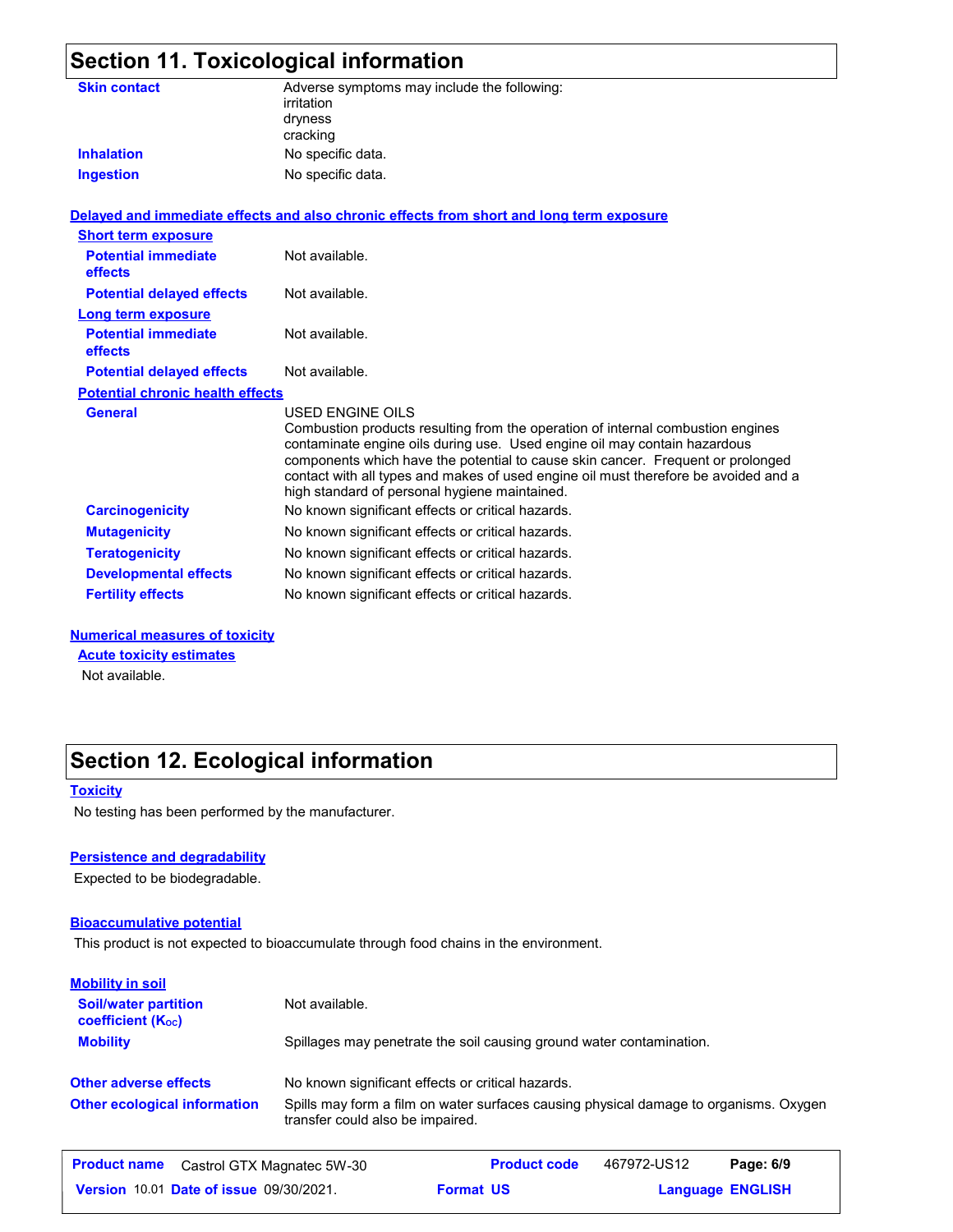# Section 11. Toxicological information

| | |
|---|---|
| **Skin contact** | Adverse symptoms may include the following:<br>irritation<br>dryness<br>cracking |
| **Inhalation** | No specific data. |
| **Ingestion** | No specific data. |

**Delayed and immediate effects and also chronic effects from short and long term exposure**

**Short term exposure**

| | |
|---|---|
| **Potential immediate effects** | Not available. |
| **Potential delayed effects** | Not available. |

**Long term exposure**

| | |
|---|---|
| **Potential immediate effects** | Not available. |
| **Potential delayed effects** | Not available. |

**Potential chronic health effects**

| | |
|---|---|
| **General** | USED ENGINE OILS<br>Combustion products resulting from the operation of internal combustion engines contaminate engine oils during use. Used engine oil may contain hazardous components which have the potential to cause skin cancer. Frequent or prolonged contact with all types and makes of used engine oil must therefore be avoided and a high standard of personal hygiene maintained. |
| **Carcinogenicity** | No known significant effects or critical hazards. |
| **Mutagenicity** | No known significant effects or critical hazards. |
| **Teratogenicity** | No known significant effects or critical hazards. |
| **Developmental effects** | No known significant effects or critical hazards. |
| **Fertility effects** | No known significant effects or critical hazards. |

**Numerical measures of toxicity**

**Acute toxicity estimates**

Not available.

# Section 12. Ecological information

**Toxicity**

No testing has been performed by the manufacturer.

**Persistence and degradability**

Expected to be biodegradable.

**Bioaccumulative potential**

This product is not expected to bioaccumulate through food chains in the environment.

**Mobility in soil**

| | |
|---|---|
| **Soil/water partition coefficient ($K_{OC}$)** | Not available. |
| **Mobility** | Spillages may penetrate the soil causing ground water contamination. |
| **Other adverse effects** | No known significant effects or critical hazards. |
| **Other ecological information** | Spills may form a film on water surfaces causing physical damage to organisms. Oxygen transfer could also be impaired. |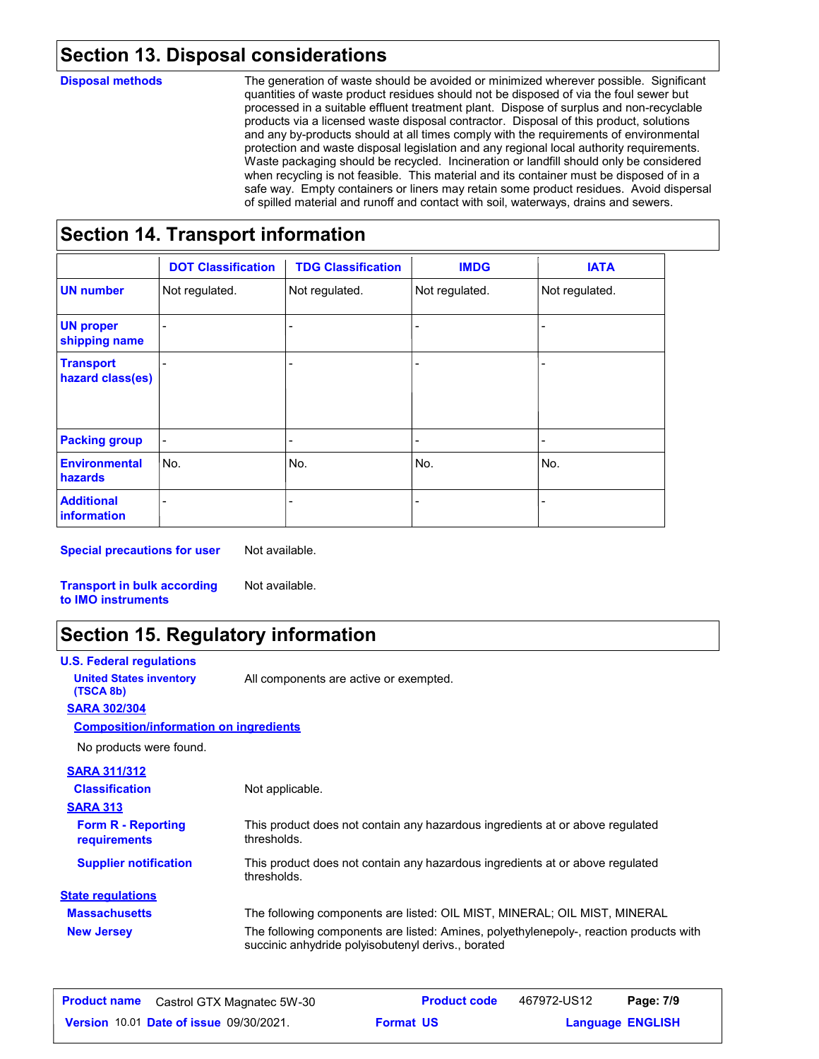## Section 13. Disposal considerations

**Disposal methods**

The generation of waste should be avoided or minimized wherever possible. Significant quantities of waste product residues should not be disposed of via the foul sewer but processed in a suitable effluent treatment plant. Dispose of surplus and non-recyclable products via a licensed waste disposal contractor. Disposal of this product, solutions and any by-products should at all times comply with the requirements of environmental protection and waste disposal legislation and any regional local authority requirements. Waste packaging should be recycled. Incineration or landfill should only be considered when recycling is not feasible. This material and its container must be disposed of in a safe way. Empty containers or liners may retain some product residues. Avoid dispersal of spilled material and runoff and contact with soil, waterways, drains and sewers.

## Section 14. Transport information

| | DOT Classification | TDG Classification | IMDG | IATA |
|---|---|---|---|---|
| **UN number** | Not regulated. | Not regulated. | Not regulated. | Not regulated. |
| **UN proper shipping name** | - | - | - | - |
| **Transport hazard class(es)** | - | - | - | - |
| **Packing group** | - | - | - | - |
| **Environmental hazards** | No. | No. | No. | No. |
| **Additional information** | - | - | - | - |

**Special precautions for user** Not available.

**Transport in bulk according to IMO instruments** Not available.

## Section 15. Regulatory information

**U.S. Federal regulations**

**United States inventory (TSCA 8b)** All components are active or exempted.

**SARA 302/304**

**Composition/information on ingredients**

No products were found.

**SARA 311/312**

**Classification** Not applicable.

**SARA 313**

**Form R - Reporting requirements** This product does not contain any hazardous ingredients at or above regulated thresholds.

**Supplier notification** This product does not contain any hazardous ingredients at or above regulated thresholds.

**State regulations**

**Massachusetts** The following components are listed: OIL MIST, MINERAL; OIL MIST, MINERAL

**New Jersey** The following components are listed: Amines, polyethylenepoly-, reaction products with succinic anhydride polyisobutenyl derivs., borated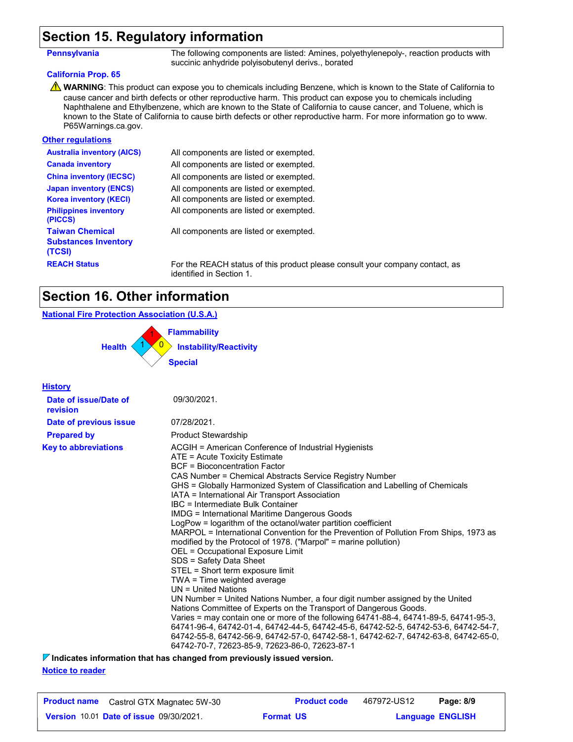## Section 15. Regulatory information

| | |
|---|---|
| **Pennsylvania** | The following components are listed: Amines, polyethylenepoly-, reaction products with succinic anhydride polyisobutenyl derivs., borated |

**California Prop. 65**

⚠ **WARNING**: This product can expose you to chemicals including Benzene, which is known to the State of California to cause cancer and birth defects or other reproductive harm. This product can expose you to chemicals including Naphthalene and Ethylbenzene, which are known to the State of California to cause cancer, and Toluene, which is known to the State of California to cause birth defects or other reproductive harm. For more information go to www.P65Warnings.ca.gov.

**Other regulations**

| | |
|---|---|
| **Australia inventory (AICS)** | All components are listed or exempted. |
| **Canada inventory** | All components are listed or exempted. |
| **China inventory (IECSC)** | All components are listed or exempted. |
| **Japan inventory (ENCS)** | All components are listed or exempted. |
| **Korea inventory (KECI)** | All components are listed or exempted. |
| **Philippines inventory (PICCS)** | All components are listed or exempted. |
| **Taiwan Chemical Substances Inventory (TCSI)** | All components are listed or exempted. |
| **REACH Status** | For the REACH status of this product please consult your company contact, as identified in Section 1. |

## Section 16. Other information

**National Fire Protection Association (U.S.A.)**

| | |
|---|---|
| Flammability | 1 |
| Health | 1 |
| Instability/Reactivity | 0 |
| Special | |

**History**

| | |
|---|---|
| **Date of issue/Date of revision** | 09/30/2021. |
| **Date of previous issue** | 07/28/2021. |
| **Prepared by** | Product Stewardship |

**Key to abbreviations**

ACGIH = American Conference of Industrial Hygienists
ATE = Acute Toxicity Estimate
BCF = Bioconcentration Factor
CAS Number = Chemical Abstracts Service Registry Number
GHS = Globally Harmonized System of Classification and Labelling of Chemicals
IATA = International Air Transport Association
IBC = Intermediate Bulk Container
IMDG = International Maritime Dangerous Goods
LogPow = logarithm of the octanol/water partition coefficient
MARPOL = International Convention for the Prevention of Pollution From Ships, 1973 as modified by the Protocol of 1978. ("Marpol" = marine pollution)
OEL = Occupational Exposure Limit
SDS = Safety Data Sheet
STEL = Short term exposure limit
TWA = Time weighted average
UN = United Nations
UN Number = United Nations Number, a four digit number assigned by the United Nations Committee of Experts on the Transport of Dangerous Goods.
Varies = may contain one or more of the following 64741-88-4, 64741-89-5, 64741-95-3, 64741-96-4, 64742-01-4, 64742-44-5, 64742-45-6, 64742-52-5, 64742-53-6, 64742-54-7, 64742-55-8, 64742-56-9, 64742-57-0, 64742-58-1, 64742-62-7, 64742-63-8, 64742-65-0, 64742-70-7, 72623-85-9, 72623-86-0, 72623-87-1

**Indicates information that has changed from previously issued version.**

**Notice to reader**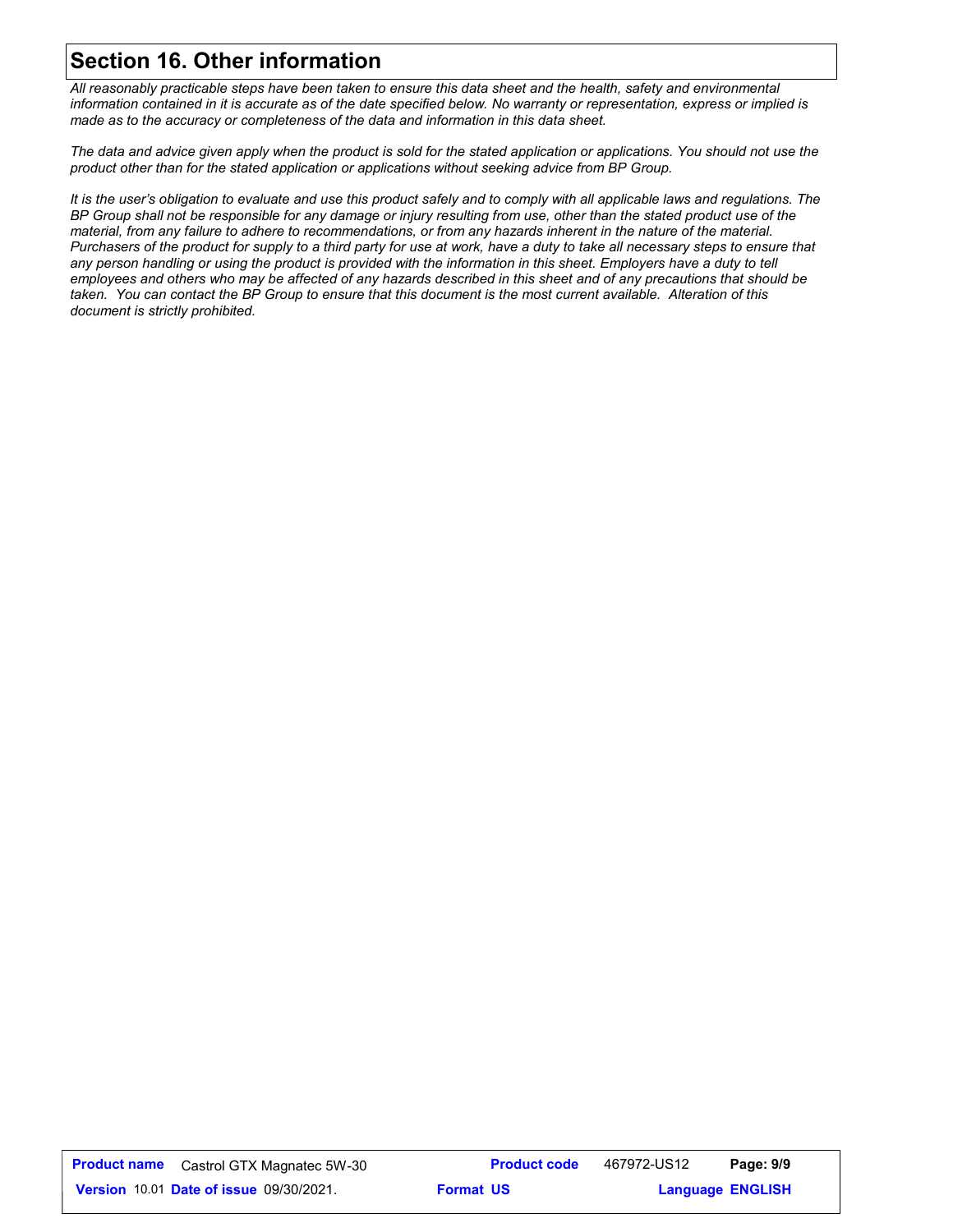## Section 16. Other information

*All reasonably practicable steps have been taken to ensure this data sheet and the health, safety and environmental information contained in it is accurate as of the date specified below. No warranty or representation, express or implied is made as to the accuracy or completeness of the data and information in this data sheet.*

*The data and advice given apply when the product is sold for the stated application or applications. You should not use the product other than for the stated application or applications without seeking advice from BP Group.*

*It is the user's obligation to evaluate and use this product safely and to comply with all applicable laws and regulations. The BP Group shall not be responsible for any damage or injury resulting from use, other than the stated product use of the material, from any failure to adhere to recommendations, or from any hazards inherent in the nature of the material. Purchasers of the product for supply to a third party for use at work, have a duty to take all necessary steps to ensure that any person handling or using the product is provided with the information in this sheet. Employers have a duty to tell employees and others who may be affected of any hazards described in this sheet and of any precautions that should be taken. You can contact the BP Group to ensure that this document is the most current available. Alteration of this document is strictly prohibited.*